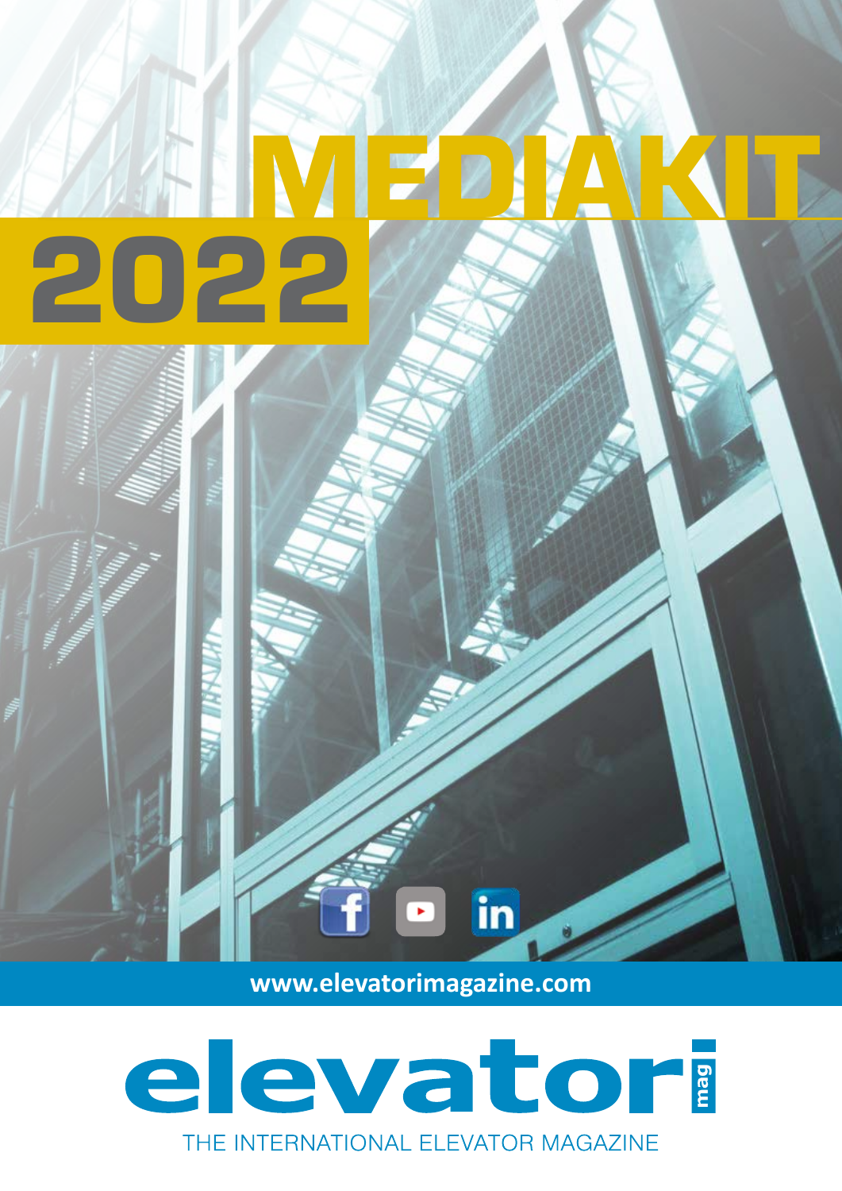# MEDIAKIT 2022

www.elevatorimagazine.com

## elevatori mag

THE INTERNATIONAL ELEVATOR MAGAZINE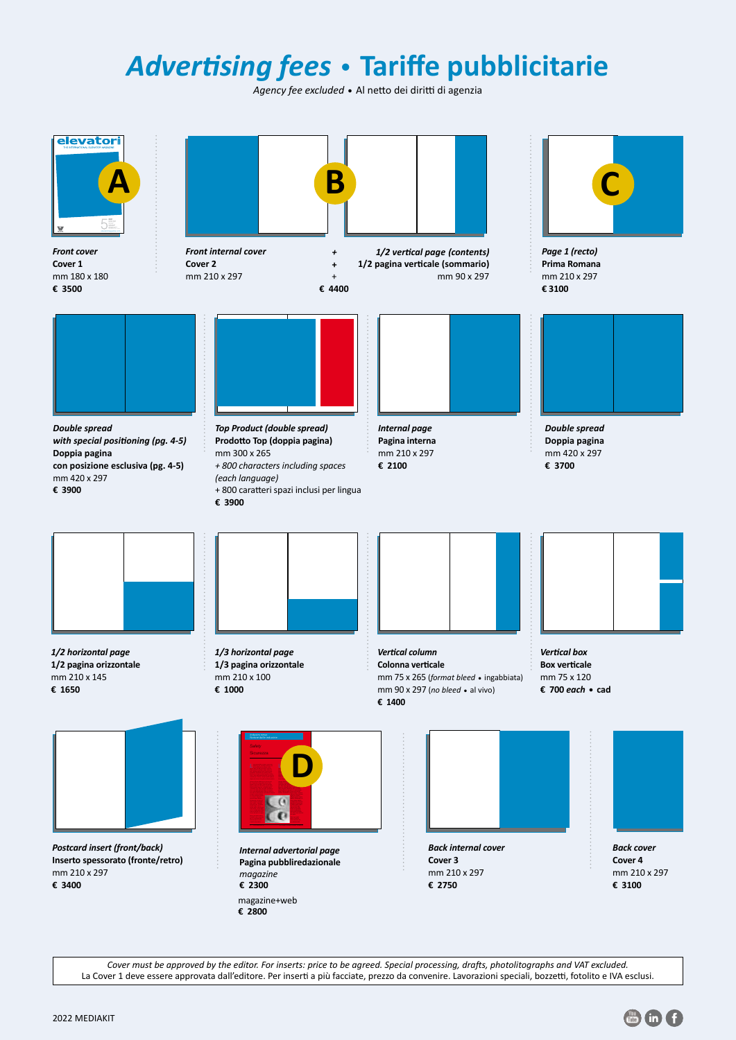# *Advertising fees* • Tariffe pubblicitarie

*Agency fee excluded* • Al netto dei diritti di agenzia

**A**

*Front cover*
**Cover 1**
mm 180 x 180
**€ 3500**

**B**

*Front internal cover*
**Cover 2**
mm 210 x 297

\+ *1/2 vertical page (contents)*
\+ **1/2 pagina verticale (sommario)**
\+ mm 90 x 297

**€ 4400**

**C**

*Page 1 (recto)*
**Prima Romana**
mm 210 x 297
**€ 3100**

*Double spread with special positioning (pg. 4-5)*
**Doppia pagina con posizione esclusiva (pg. 4-5)**
mm 420 x 297
**€ 3900**

*Top Product (double spread)*
**Prodotto Top (doppia pagina)**
mm 300 x 265
*+ 800 characters including spaces (each language)*
\+ 800 caratteri spazi inclusi per lingua
**€ 3900**

*Internal page*
**Pagina interna**
mm 210 x 297
**€ 2100**

*Double spread*
**Doppia pagina**
mm 420 x 297
**€ 3700**

*1/2 horizontal page*
**1/2 pagina orizzontale**
mm 210 x 145
**€ 1650**

*1/3 horizontal page*
**1/3 pagina orizzontale**
mm 210 x 100
**€ 1000**

*Vertical column*
**Colonna verticale**
mm 75 x 265 (*format bleed* • ingabbiata)
mm 90 x 297 (*no bleed* • al vivo)
**€ 1400**

*Vertical box*
**Box verticale**
mm 75 x 120
**€ 700 *each* • cad**

*Postcard insert (front/back)*
**Inserto spessorato (fronte/retro)**
mm 210 x 297
**€ 3400**

**D**

*Internal advertorial page*
**Pagina pubbliredazionale**
*magazine*
**€ 2300**
magazine+web
**€ 2800**

*Back internal cover*
**Cover 3**
mm 210 x 297
**€ 2750**

*Back cover*
**Cover 4**
mm 210 x 297
**€ 3100**

*Cover must be approved by the editor. For inserts: price to be agreed. Special processing, drafts, photolitographs and VAT excluded.*
La Cover 1 deve essere approvata dall'editore. Per inserti a più facciate, prezzo da convenire. Lavorazioni speciali, bozzetti, fotolito e IVA esclusi.

2022 MEDIAKIT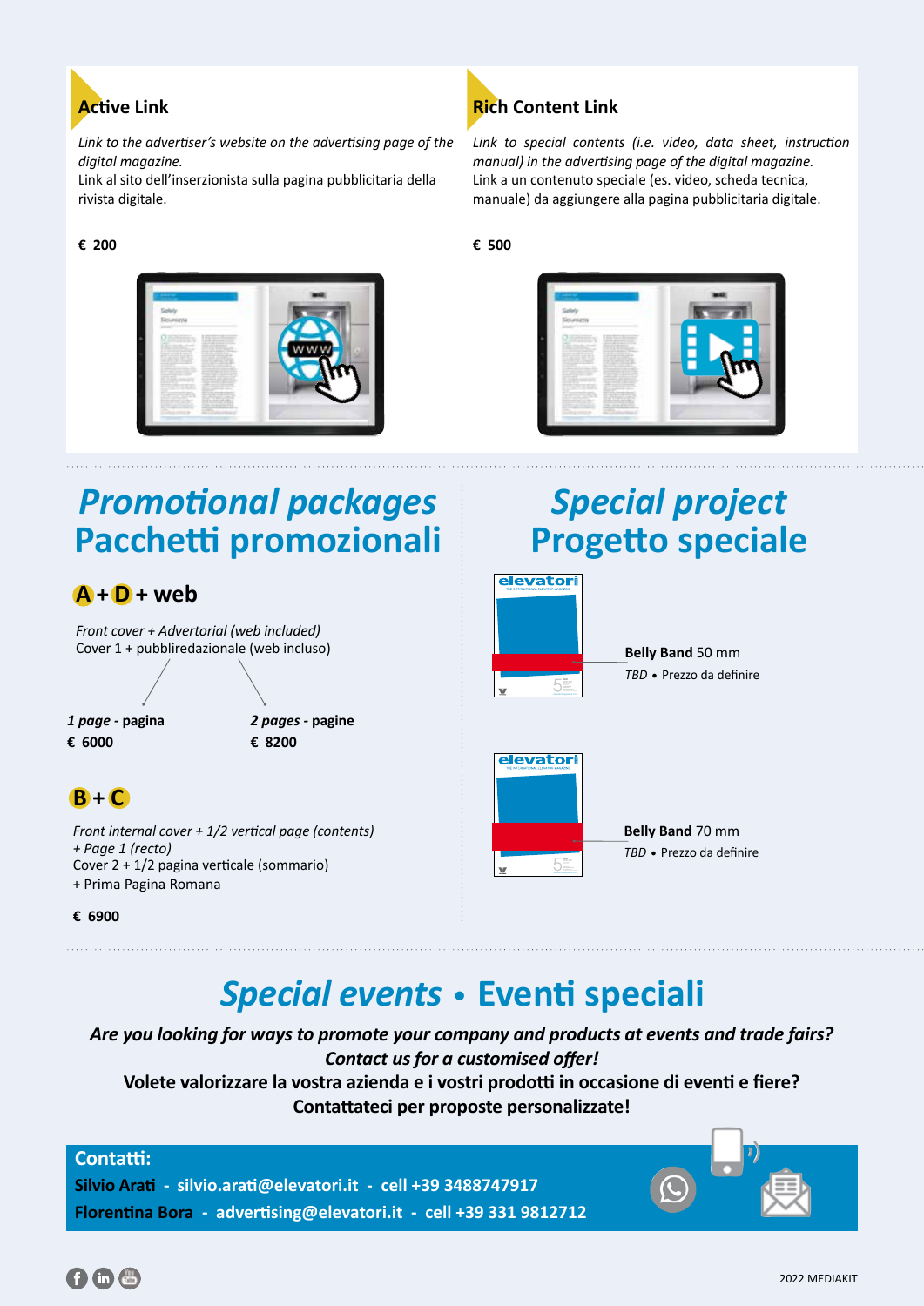## Active Link

*Link to the advertiser's website on the advertising page of the digital magazine.*
Link al sito dell'inserzionista sulla pagina pubblicitaria della rivista digitale.

**€ 200**

## Rich Content Link

*Link to special contents (i.e. video, data sheet, instruction manual) in the advertising page of the digital magazine.*
Link a un contenuto speciale (es. video, scheda tecnica, manuale) da aggiungere alla pagina pubblicitaria digitale.

**€ 500**

# *Promotional packages* Pacchetti promozionali

### A + D + web

*Front cover + Advertorial (web included)*
Cover 1 + pubbliredazionale (web incluso)

***1 page*** **- pagina**
**€ 6000**

***2 pages*** **- pagine**
**€ 8200**

### B + C

*Front internal cover + 1/2 vertical page (contents)*
*+ Page 1 (recto)*
Cover 2 + 1/2 pagina verticale (sommario)
+ Prima Pagina Romana

**€ 6900**

# *Special project* Progetto speciale

**Belly Band** 50 mm
*TBD* • Prezzo da definire

**Belly Band** 70 mm
*TBD* • Prezzo da definire

# *Special events* • Eventi speciali

***Are you looking for ways to promote your company and products at events and trade fairs?***
***Contact us for a customised offer!***
**Volete valorizzare la vostra azienda e i vostri prodotti in occasione di eventi e fiere?**
**Contattateci per proposte personalizzate!**

**Contatti:**
**Silvio Arati - silvio.arati@elevatori.it - cell +39 3488747917**
**Florentina Bora - advertising@elevatori.it - cell +39 331 9812712**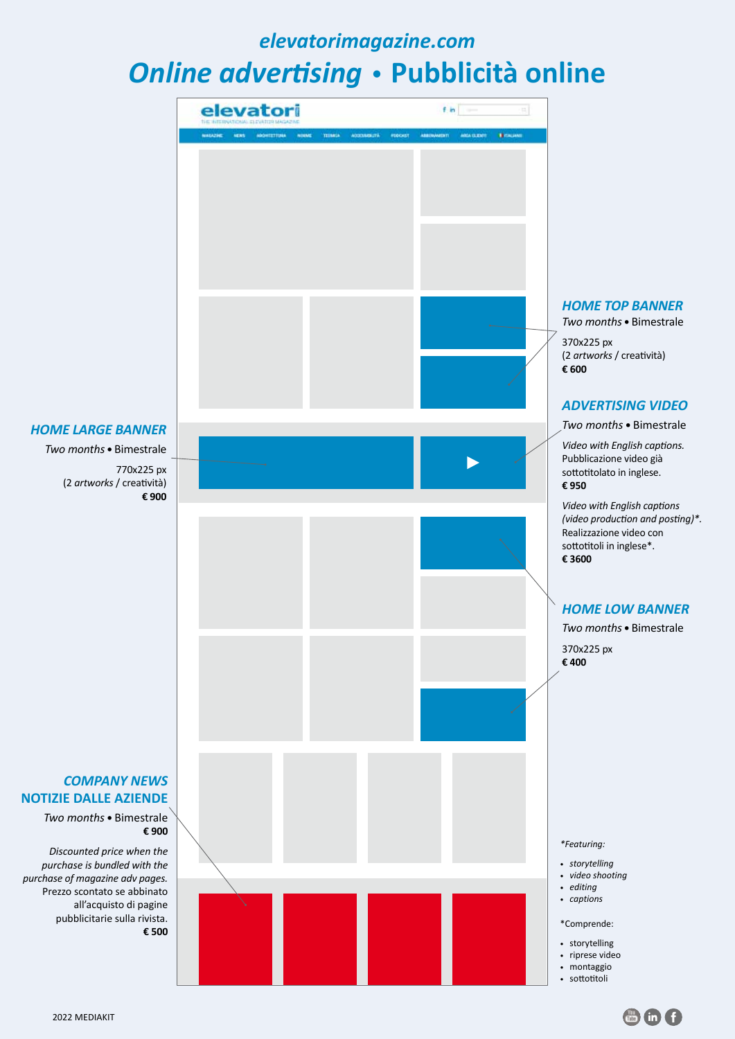## elevatorimagazine.com

# *Online advertising* • Pubblicità online

### *HOME TOP BANNER*

*Two months* • Bimestrale

370x225 px
(2 *artworks* / creatività)
**€ 600**

### *ADVERTISING VIDEO*

*Two months* • Bimestrale

*Video with English captions.*
Pubblicazione video già sottotitolato in inglese.
**€ 950**

*Video with English captions (video production and posting)\*.*
Realizzazione video con sottotitoli in inglese\*.
**€ 3600**

### *HOME LARGE BANNER*

*Two months* • Bimestrale

770x225 px
(2 *artworks* / creatività)
**€ 900**

### *HOME LOW BANNER*

*Two months* • Bimestrale

370x225 px
**€ 400**

### *COMPANY NEWS*
### NOTIZIE DALLE AZIENDE

*Two months* • Bimestrale
**€ 900**

*Discounted price when the purchase is bundled with the purchase of magazine adv pages.*
Prezzo scontato se abbinato all'acquisto di pagine pubblicitarie sulla rivista.
**€ 500**

*\*Featuring:*

- *storytelling*
- *video shooting*
- *editing*
- *captions*

\*Comprende:

- storytelling
- riprese video
- montaggio
- sottotitoli

2022 MEDIAKIT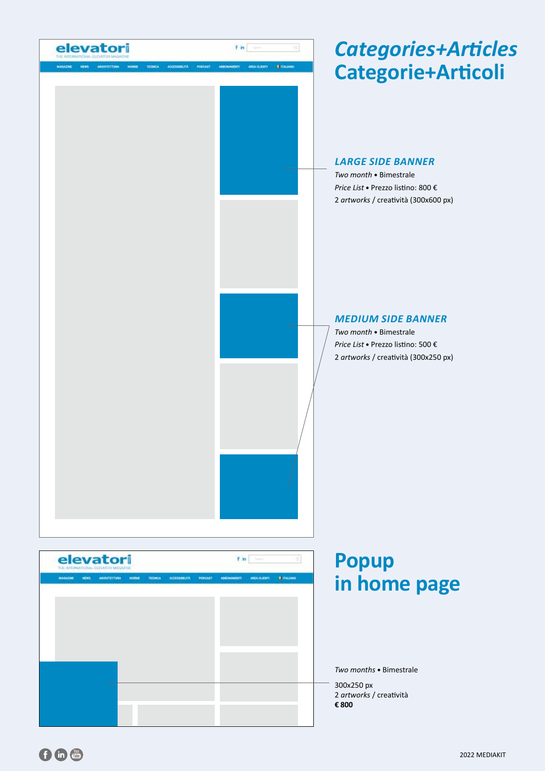# *Categories+Articles*
# Categorie+Articoli

### *LARGE SIDE BANNER*

*Two month* • Bimestrale

*Price List* • Prezzo listino: 800 €

2 *artworks* / creatività (300x600 px)

### *MEDIUM SIDE BANNER*

*Two month* • Bimestrale

*Price List* • Prezzo listino: 500 €

2 *artworks* / creatività (300x250 px)

# Popup
# in home page

*Two months* • Bimestrale

300x250 px
2 *artworks* / creatività
**€ 800**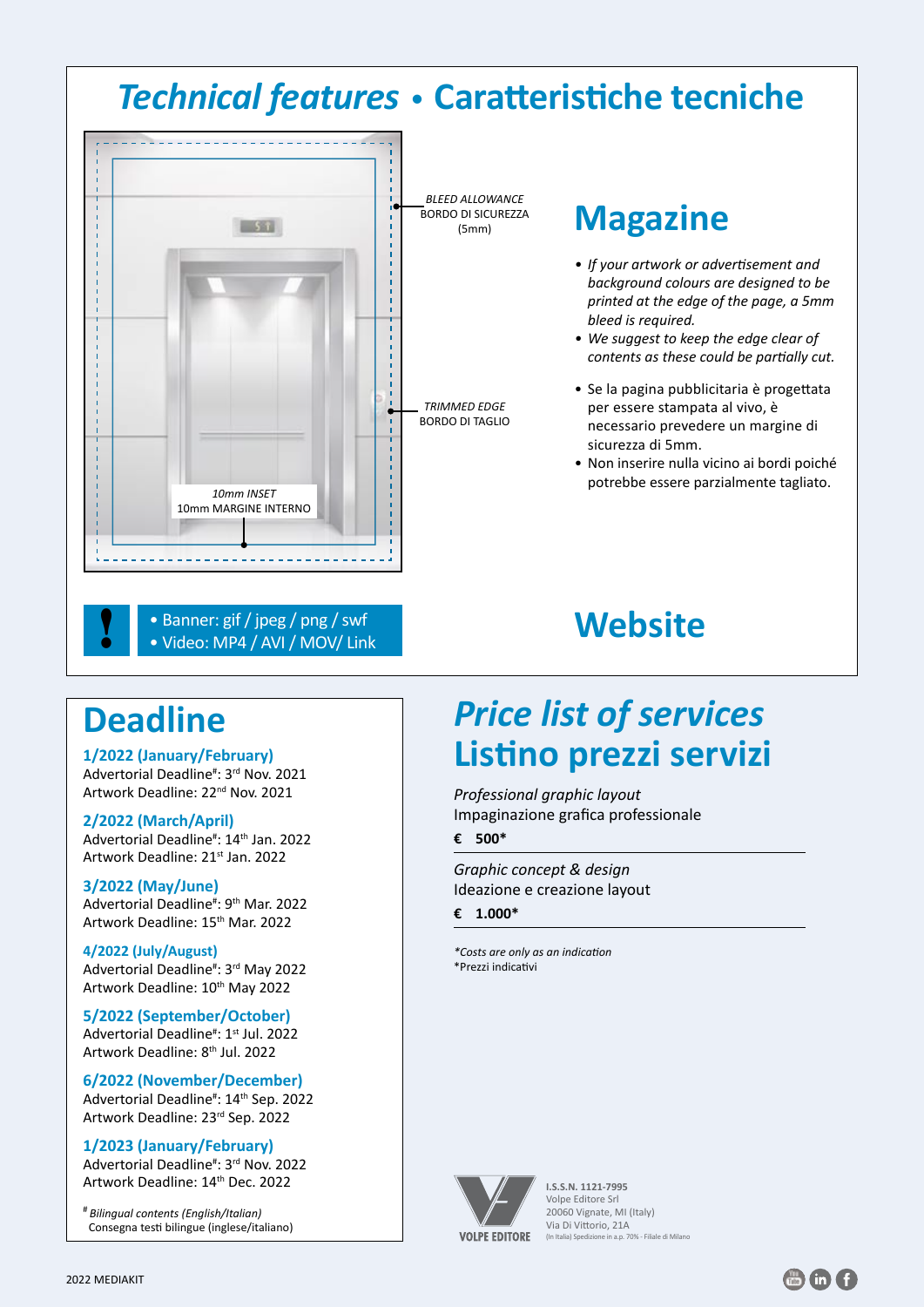# *Technical features* • Caratteristiche tecniche

*BLEED ALLOWANCE*
BORDO DI SICUREZZA
(5mm)

*TRIMMED EDGE*
BORDO DI TAGLIO

*10mm INSET*
10mm MARGINE INTERNO

## Magazine

- *If your artwork or advertisement and background colours are designed to be printed at the edge of the page, a 5mm bleed is required.*
- *We suggest to keep the edge clear of contents as these could be partially cut.*

- Se la pagina pubblicitaria è progettata per essere stampata al vivo, è necessario prevedere un margine di sicurezza di 5mm.
- Non inserire nulla vicino ai bordi poiché potrebbe essere parzialmente tagliato.

!

- Banner: gif / jpeg / png / swf
- Video: MP4 / AVI / MOV/ Link

## Website

## Deadline

**1/2022 (January/February)**
Advertorial Deadline#: 3rd Nov. 2021
Artwork Deadline: 22nd Nov. 2021

**2/2022 (March/April)**
Advertorial Deadline#: 14th Jan. 2022
Artwork Deadline: 21st Jan. 2022

**3/2022 (May/June)**
Advertorial Deadline#: 9th Mar. 2022
Artwork Deadline: 15th Mar. 2022

**4/2022 (July/August)**
Advertorial Deadline#: 3rd May 2022
Artwork Deadline: 10th May 2022

**5/2022 (September/October)**
Advertorial Deadline#: 1st Jul. 2022
Artwork Deadline: 8th Jul. 2022

**6/2022 (November/December)**
Advertorial Deadline#: 14th Sep. 2022
Artwork Deadline: 23rd Sep. 2022

**1/2023 (January/February)**
Advertorial Deadline#: 3rd Nov. 2022
Artwork Deadline: 14th Dec. 2022

# *Bilingual contents (English/Italian)*
Consegna testi bilingue (inglese/italiano)

## *Price list of services*
## Listino prezzi servizi

*Professional graphic layout*
Impaginazione grafica professionale

**€ 500***

*Graphic concept & design*
Ideazione e creazione layout

**€ 1.000***

**Costs are only as an indication*
*Prezzi indicativi

VOLPE EDITORE

**I.S.S.N. 1121-7995**
Volpe Editore Srl
20060 Vignate, MI (Italy)
Via Di Vittorio, 21A
(In Italia) Spedizione in a.p. 70% - Filiale di Milano

2022 MEDIAKIT